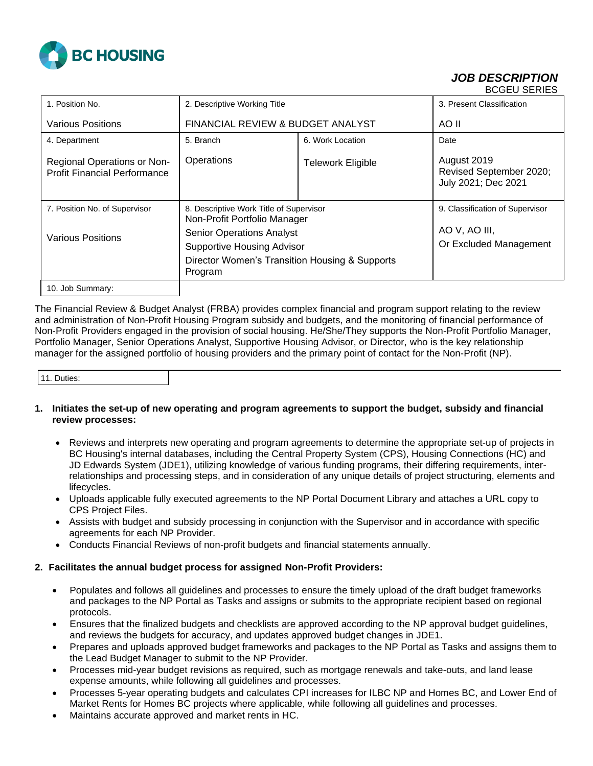BC HOUSING

***JOB DESCRIPTION***
BCGEU SERIES

| 1. Position No. | 2. Descriptive Working Title | | 3. Present Classification |
|---|---|---|---|
| Various Positions | FINANCIAL REVIEW & BUDGET ANALYST | | AO II |
| 4. Department<br><br>Regional Operations or Non-Profit Financial Performance | 5. Branch<br><br>Operations | 6. Work Location<br><br>Telework Eligible | Date<br><br>August 2019<br>Revised September 2020; July 2021; Dec 2021 |
| 7. Position No. of Supervisor<br><br>Various Positions | 8. Descriptive Work Title of Supervisor<br>Non-Profit Portfolio Manager<br>Senior Operations Analyst<br>Supportive Housing Advisor<br>Director Women's Transition Housing & Supports Program | | 9. Classification of Supervisor<br><br>AO V, AO III,<br>Or Excluded Management |

10. Job Summary:

The Financial Review & Budget Analyst (FRBA) provides complex financial and program support relating to the review and administration of Non-Profit Housing Program subsidy and budgets, and the monitoring of financial performance of Non-Profit Providers engaged in the provision of social housing. He/She/They supports the Non-Profit Portfolio Manager, Portfolio Manager, Senior Operations Analyst, Supportive Housing Advisor, or Director, who is the key relationship manager for the assigned portfolio of housing providers and the primary point of contact for the Non-Profit (NP).

11. Duties:

**1. Initiates the set-up of new operating and program agreements to support the budget, subsidy and financial review processes:**

- Reviews and interprets new operating and program agreements to determine the appropriate set-up of projects in BC Housing's internal databases, including the Central Property System (CPS), Housing Connections (HC) and JD Edwards System (JDE1), utilizing knowledge of various funding programs, their differing requirements, inter-relationships and processing steps, and in consideration of any unique details of project structuring, elements and lifecycles.
- Uploads applicable fully executed agreements to the NP Portal Document Library and attaches a URL copy to CPS Project Files.
- Assists with budget and subsidy processing in conjunction with the Supervisor and in accordance with specific agreements for each NP Provider.
- Conducts Financial Reviews of non-profit budgets and financial statements annually.

**2. Facilitates the annual budget process for assigned Non-Profit Providers:**

- Populates and follows all guidelines and processes to ensure the timely upload of the draft budget frameworks and packages to the NP Portal as Tasks and assigns or submits to the appropriate recipient based on regional protocols.
- Ensures that the finalized budgets and checklists are approved according to the NP approval budget guidelines, and reviews the budgets for accuracy, and updates approved budget changes in JDE1.
- Prepares and uploads approved budget frameworks and packages to the NP Portal as Tasks and assigns them to the Lead Budget Manager to submit to the NP Provider.
- Processes mid-year budget revisions as required, such as mortgage renewals and take-outs, and land lease expense amounts, while following all guidelines and processes.
- Processes 5-year operating budgets and calculates CPI increases for ILBC NP and Homes BC, and Lower End of Market Rents for Homes BC projects where applicable, while following all guidelines and processes.
- Maintains accurate approved and market rents in HC.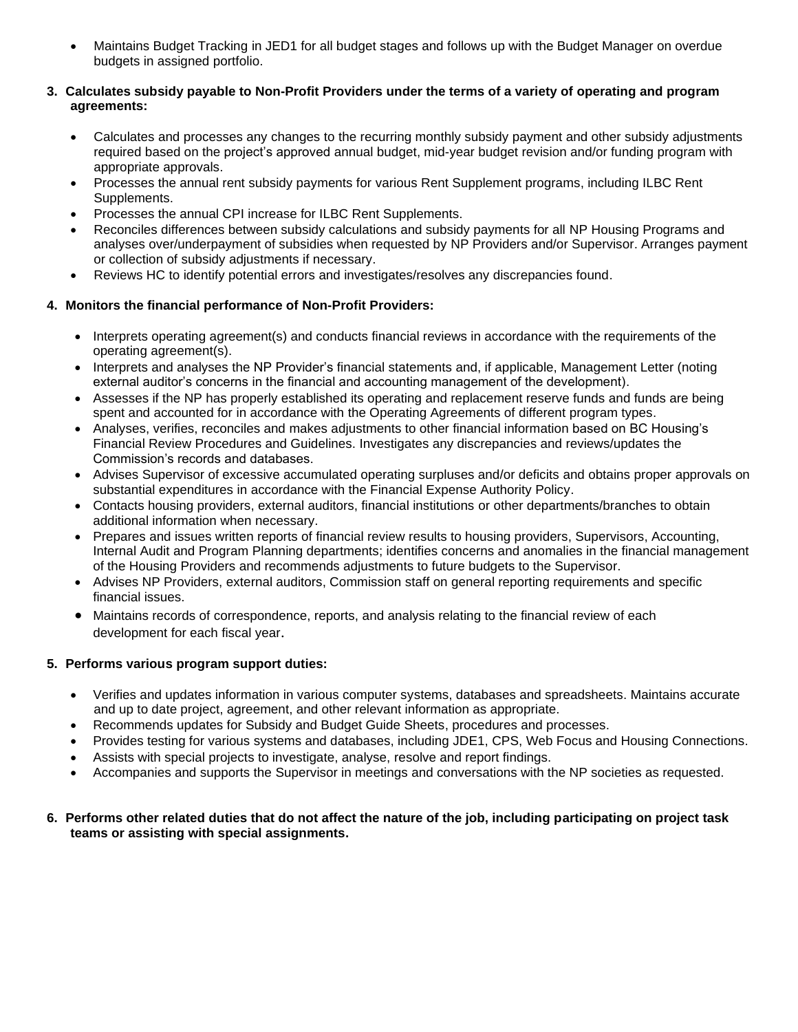- Maintains Budget Tracking in JED1 for all budget stages and follows up with the Budget Manager on overdue budgets in assigned portfolio.

**3. Calculates subsidy payable to Non-Profit Providers under the terms of a variety of operating and program agreements:**

- Calculates and processes any changes to the recurring monthly subsidy payment and other subsidy adjustments required based on the project's approved annual budget, mid-year budget revision and/or funding program with appropriate approvals.
- Processes the annual rent subsidy payments for various Rent Supplement programs, including ILBC Rent Supplements.
- Processes the annual CPI increase for ILBC Rent Supplements.
- Reconciles differences between subsidy calculations and subsidy payments for all NP Housing Programs and analyses over/underpayment of subsidies when requested by NP Providers and/or Supervisor. Arranges payment or collection of subsidy adjustments if necessary.
- Reviews HC to identify potential errors and investigates/resolves any discrepancies found.

**4. Monitors the financial performance of Non-Profit Providers:**

- Interprets operating agreement(s) and conducts financial reviews in accordance with the requirements of the operating agreement(s).
- Interprets and analyses the NP Provider's financial statements and, if applicable, Management Letter (noting external auditor's concerns in the financial and accounting management of the development).
- Assesses if the NP has properly established its operating and replacement reserve funds and funds are being spent and accounted for in accordance with the Operating Agreements of different program types.
- Analyses, verifies, reconciles and makes adjustments to other financial information based on BC Housing's Financial Review Procedures and Guidelines. Investigates any discrepancies and reviews/updates the Commission's records and databases.
- Advises Supervisor of excessive accumulated operating surpluses and/or deficits and obtains proper approvals on substantial expenditures in accordance with the Financial Expense Authority Policy.
- Contacts housing providers, external auditors, financial institutions or other departments/branches to obtain additional information when necessary.
- Prepares and issues written reports of financial review results to housing providers, Supervisors, Accounting, Internal Audit and Program Planning departments; identifies concerns and anomalies in the financial management of the Housing Providers and recommends adjustments to future budgets to the Supervisor.
- Advises NP Providers, external auditors, Commission staff on general reporting requirements and specific financial issues.
- Maintains records of correspondence, reports, and analysis relating to the financial review of each development for each fiscal year.

**5. Performs various program support duties:**

- Verifies and updates information in various computer systems, databases and spreadsheets. Maintains accurate and up to date project, agreement, and other relevant information as appropriate.
- Recommends updates for Subsidy and Budget Guide Sheets, procedures and processes.
- Provides testing for various systems and databases, including JDE1, CPS, Web Focus and Housing Connections.
- Assists with special projects to investigate, analyse, resolve and report findings.
- Accompanies and supports the Supervisor in meetings and conversations with the NP societies as requested.

**6. Performs other related duties that do not affect the nature of the job, including participating on project task teams or assisting with special assignments.**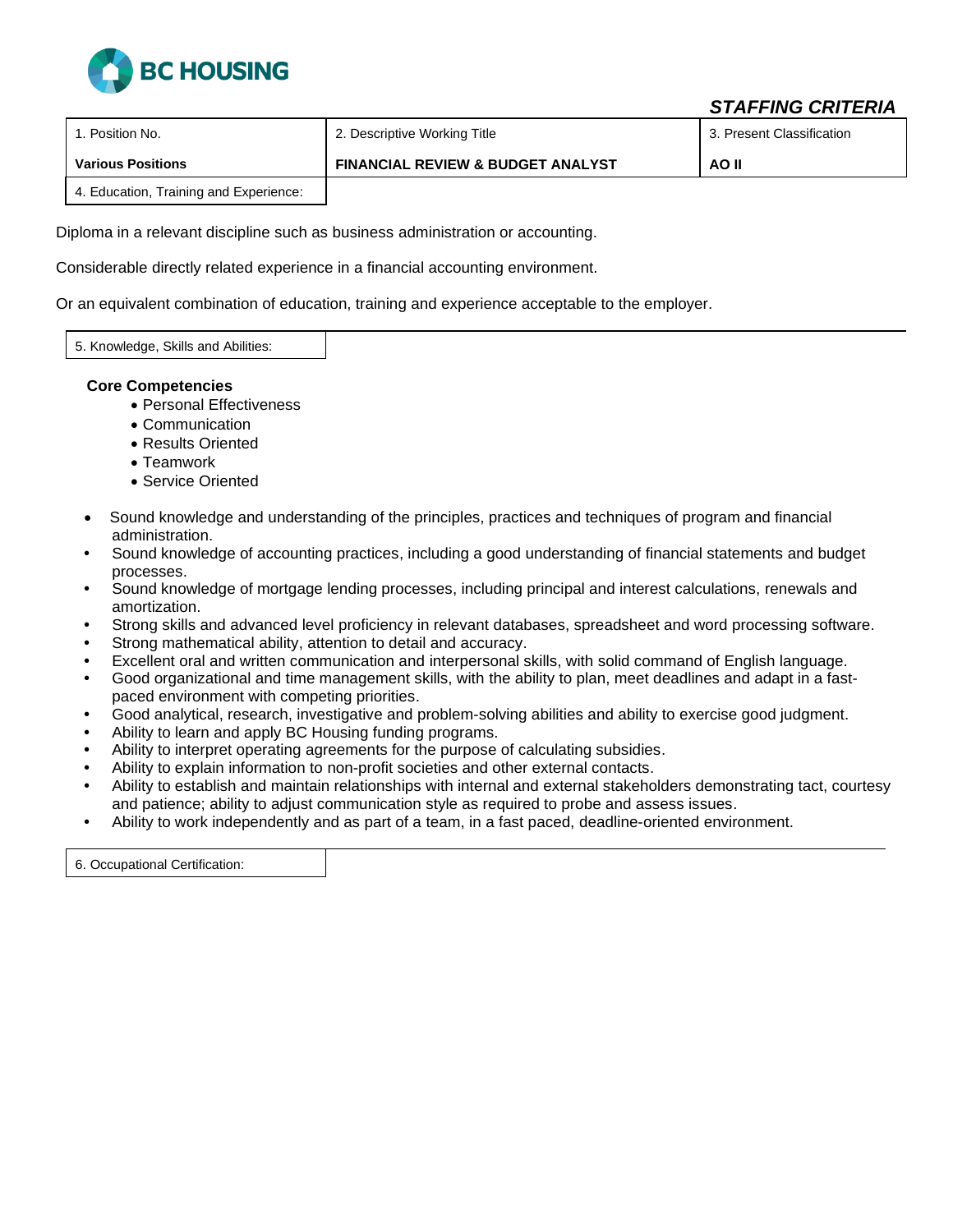BC HOUSING

***STAFFING CRITERIA***

| 1. Position No. | 2. Descriptive Working Title | 3. Present Classification |
|---|---|---|
| **Various Positions** | **FINANCIAL REVIEW & BUDGET ANALYST** | **AO II** |

4. Education, Training and Experience:

Diploma in a relevant discipline such as business administration or accounting.

Considerable directly related experience in a financial accounting environment.

Or an equivalent combination of education, training and experience acceptable to the employer.

5. Knowledge, Skills and Abilities:

**Core Competencies**

- Personal Effectiveness
- Communication
- Results Oriented
- Teamwork
- Service Oriented

- Sound knowledge and understanding of the principles, practices and techniques of program and financial administration.
- Sound knowledge of accounting practices, including a good understanding of financial statements and budget processes.
- Sound knowledge of mortgage lending processes, including principal and interest calculations, renewals and amortization.
- Strong skills and advanced level proficiency in relevant databases, spreadsheet and word processing software.
- Strong mathematical ability, attention to detail and accuracy.
- Excellent oral and written communication and interpersonal skills, with solid command of English language.
- Good organizational and time management skills, with the ability to plan, meet deadlines and adapt in a fast-paced environment with competing priorities.
- Good analytical, research, investigative and problem-solving abilities and ability to exercise good judgment.
- Ability to learn and apply BC Housing funding programs.
- Ability to interpret operating agreements for the purpose of calculating subsidies.
- Ability to explain information to non-profit societies and other external contacts.
- Ability to establish and maintain relationships with internal and external stakeholders demonstrating tact, courtesy and patience; ability to adjust communication style as required to probe and assess issues.
- Ability to work independently and as part of a team, in a fast paced, deadline-oriented environment.

6. Occupational Certification: